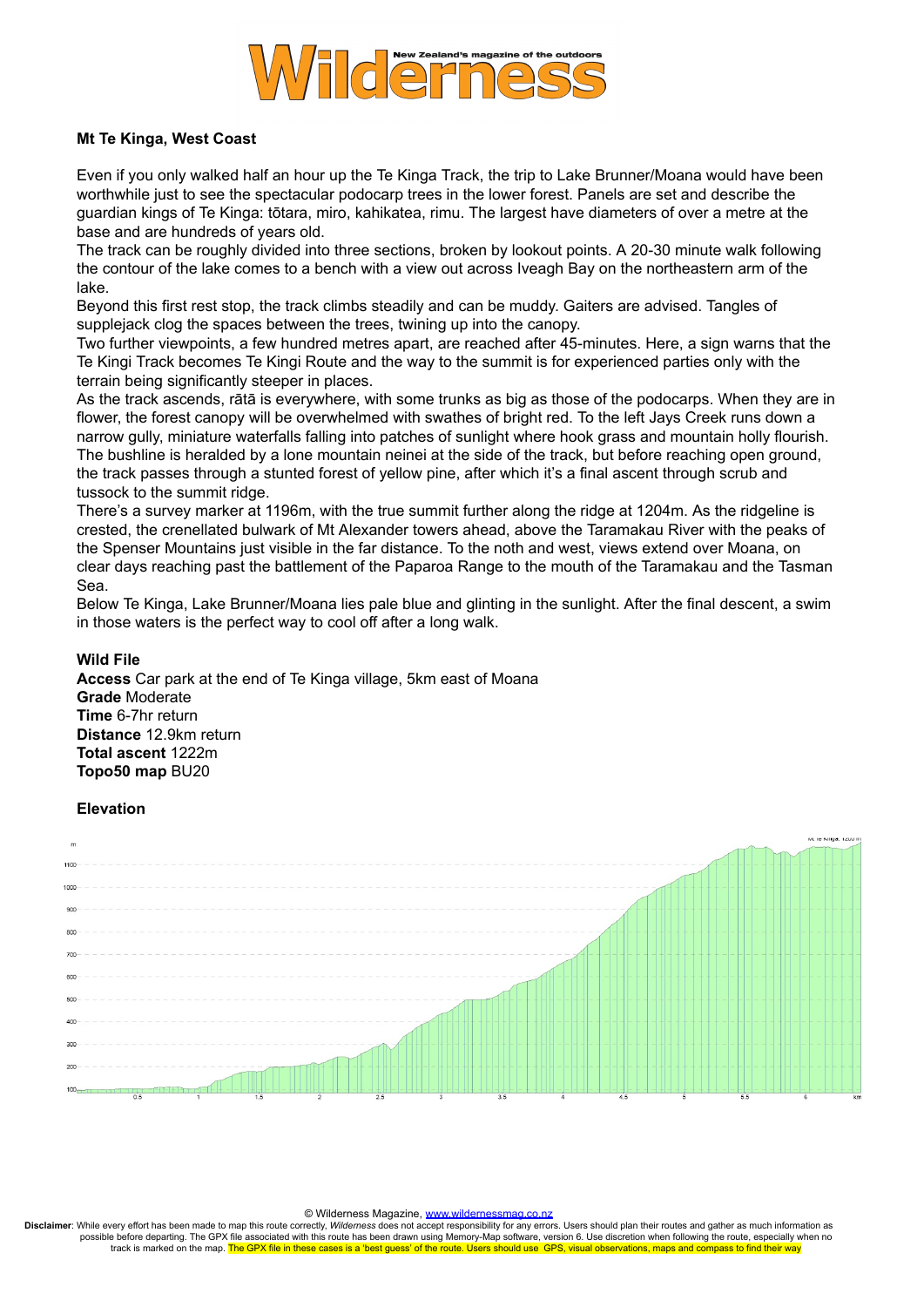# Wilderness

New Zealand's magazine of the outdoors

### Mt Te Kinga, West Coast

Even if you only walked half an hour up the Te Kinga Track, the trip to Lake Brunner/Moana would have been worthwhile just to see the spectacular podocarp trees in the lower forest. Panels are set and describe the guardian kings of Te Kinga: tōtara, miro, kahikatea, rimu. The largest have diameters of over a metre at the base and are hundreds of years old.

The track can be roughly divided into three sections, broken by lookout points. A 20-30 minute walk following the contour of the lake comes to a bench with a view out across Iveagh Bay on the northeastern arm of the lake.

Beyond this first rest stop, the track climbs steadily and can be muddy. Gaiters are advised. Tangles of supplejack clog the spaces between the trees, twining up into the canopy.

Two further viewpoints, a few hundred metres apart, are reached after 45-minutes. Here, a sign warns that the Te Kingi Track becomes Te Kingi Route and the way to the summit is for experienced parties only with the terrain being significantly steeper in places.

As the track ascends, rātā is everywhere, with some trunks as big as those of the podocarps. When they are in flower, the forest canopy will be overwhelmed with swathes of bright red. To the left Jays Creek runs down a narrow gully, miniature waterfalls falling into patches of sunlight where hook grass and mountain holly flourish.

The bushline is heralded by a lone mountain neinei at the side of the track, but before reaching open ground, the track passes through a stunted forest of yellow pine, after which it's a final ascent through scrub and tussock to the summit ridge.

There's a survey marker at 1196m, with the true summit further along the ridge at 1204m. As the ridgeline is crested, the crenellated bulwark of Mt Alexander towers ahead, above the Taramakau River with the peaks of the Spenser Mountains just visible in the far distance. To the noth and west, views extend over Moana, on clear days reaching past the battlement of the Paparoa Range to the mouth of the Taramakau and the Tasman Sea.

Below Te Kinga, Lake Brunner/Moana lies pale blue and glinting in the sunlight. After the final descent, a swim in those waters is the perfect way to cool off after a long walk.

**Wild File**

**Access** Car park at the end of Te Kinga village, 5km east of Moana
**Grade** Moderate
**Time** 6-7hr return
**Distance** 12.9km return
**Total ascent** 1222m
**Topo50 map** BU20

**Elevation**

© Wilderness Magazine, www.wildernessmag.co.nz

**Disclaimer**: While every effort has been made to map this route correctly, *Wilderness* does not accept responsibility for any errors. Users should plan their routes and gather as much information as possible before departing. The GPX file associated with this route has been drawn using Memory-Map software, version 6. Use discretion when following the route, especially when no track is marked on the map. The GPX file in these cases is a 'best guess' of the route. Users should use GPS, visual observations, maps and compass to find their way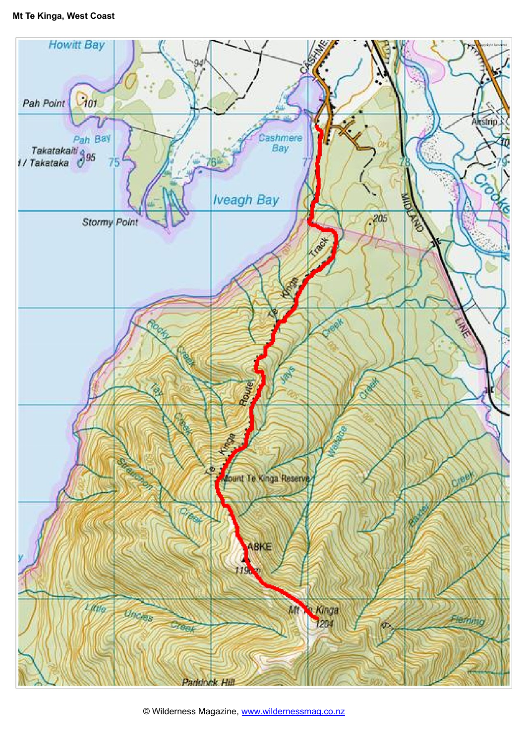**Mt Te Kinga, West Coast**

Howitt Bay
Pah Point
101
Pah Bay
Takatakaiti / Takataka
95
75
76
77
78
79
Cashmere Bay
Iveagh Bay
Stormy Point
CASHMERE
Airstrip
Crooked
MIDLAND LINE
205
Te Kinga Track
Te Kinga Route
Rocky Creek
Tay Creek
Jays Creek
Wallace Creek
Baxter Creek
Strachan Creek
Mount Te Kinga Reserve
ABKE
1190m
Mt Te Kinga
1204
Little Uncles Creek
Fleming
Paddock Hill